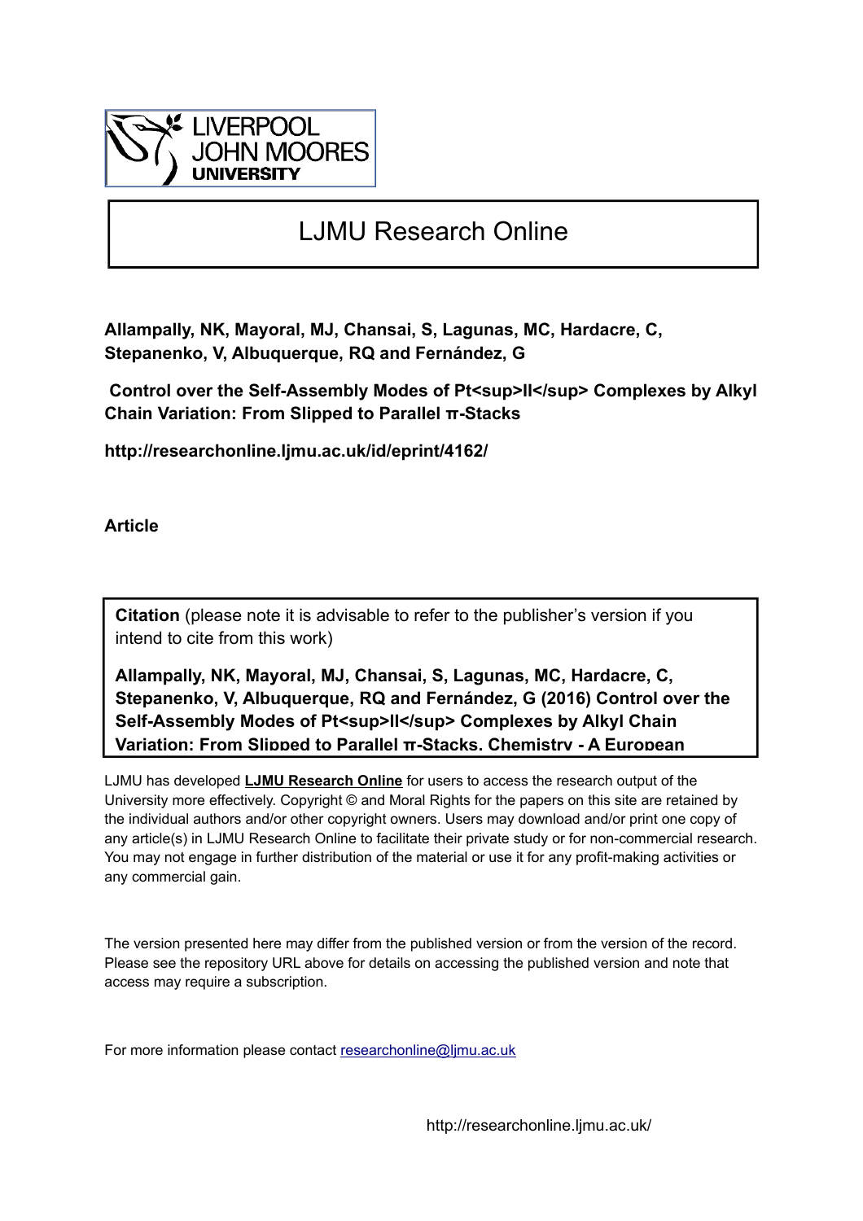LJMU Research Online

**Allampally, NK, Mayoral, MJ, Chansai, S, Lagunas, MC, Hardacre, C, Stepanenko, V, Albuquerque, RQ and Fernández, G**

**Control over the Self-Assembly Modes of Pt<sup>II</sup> Complexes by Alkyl Chain Variation: From Slipped to Parallel π-Stacks**

**http://researchonline.ljmu.ac.uk/id/eprint/4162/**

**Article**

**Citation** (please note it is advisable to refer to the publisher's version if you intend to cite from this work)

**Allampally, NK, Mayoral, MJ, Chansai, S, Lagunas, MC, Hardacre, C, Stepanenko, V, Albuquerque, RQ and Fernández, G (2016) Control over the Self-Assembly Modes of Pt<sup>II</sup> Complexes by Alkyl Chain Variation: From Slipped to Parallel π-Stacks. Chemistry - A European**

LJMU has developed **LJMU Research Online** for users to access the research output of the University more effectively. Copyright © and Moral Rights for the papers on this site are retained by the individual authors and/or other copyright owners. Users may download and/or print one copy of any article(s) in LJMU Research Online to facilitate their private study or for non-commercial research. You may not engage in further distribution of the material or use it for any profit-making activities or any commercial gain.

The version presented here may differ from the published version or from the version of the record. Please see the repository URL above for details on accessing the published version and note that access may require a subscription.

For more information please contact researchonline@ljmu.ac.uk

http://researchonline.ljmu.ac.uk/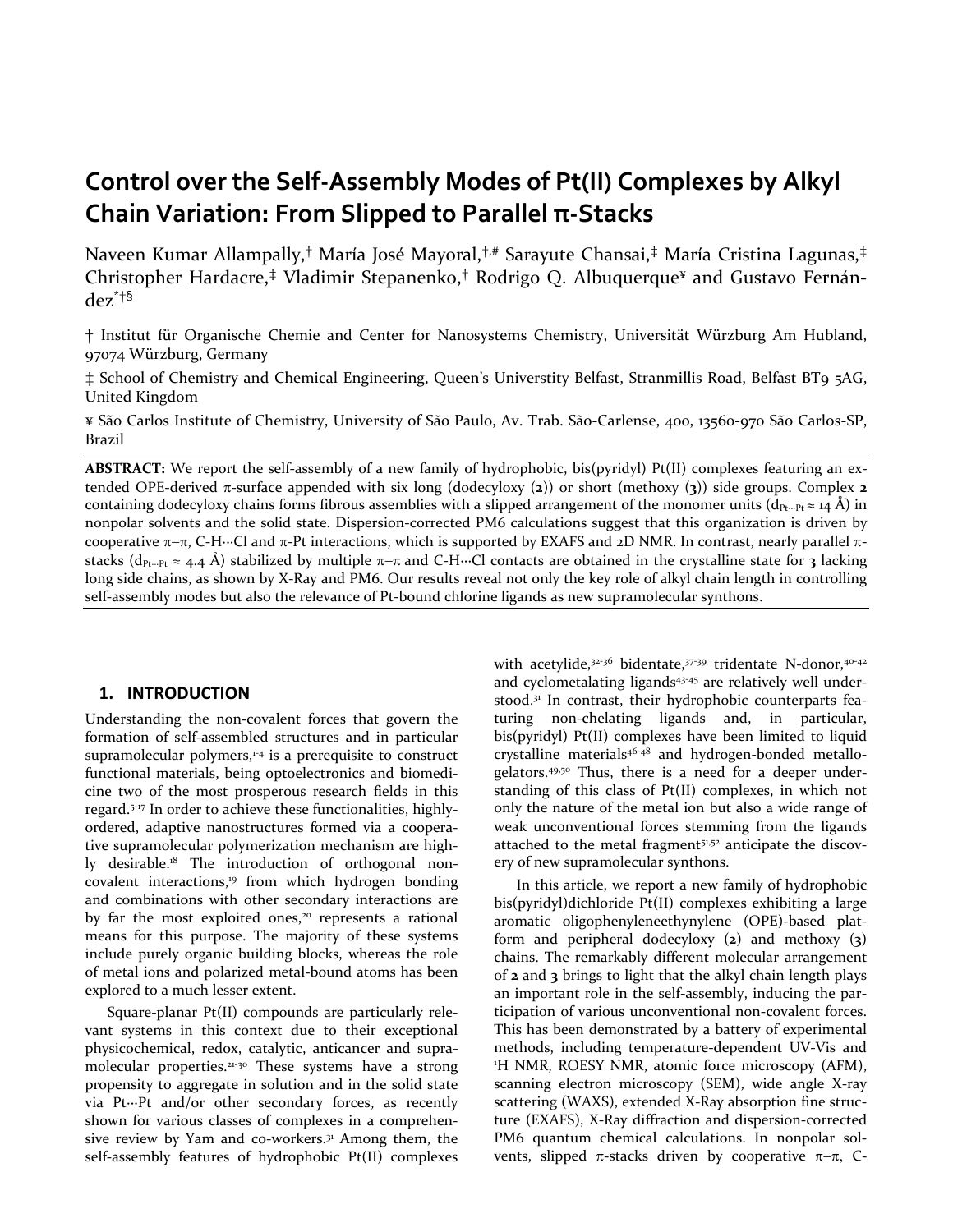# Control over the Self-Assembly Modes of Pt(II) Complexes by Alkyl Chain Variation: From Slipped to Parallel π-Stacks

Naveen Kumar Allampally,† María José Mayoral,†,# Sarayute Chansai,‡ María Cristina Lagunas,‡ Christopher Hardacre,‡ Vladimir Stepanenko,† Rodrigo Q. Albuquerque¥ and Gustavo Fernández*†§

† Institut für Organische Chemie and Center for Nanosystems Chemistry, Universität Würzburg Am Hubland, 97074 Würzburg, Germany

‡ School of Chemistry and Chemical Engineering, Queen's Universtity Belfast, Stranmillis Road, Belfast BT9 5AG, United Kingdom

¥ São Carlos Institute of Chemistry, University of São Paulo, Av. Trab. São-Carlense, 400, 13560-970 São Carlos-SP, Brazil

**ABSTRACT:** We report the self-assembly of a new family of hydrophobic, bis(pyridyl) Pt(II) complexes featuring an extended OPE-derived π-surface appended with six long (dodecyloxy (**2**)) or short (methoxy (**3**)) side groups. Complex **2** containing dodecyloxy chains forms fibrous assemblies with a slipped arrangement of the monomer units ($d_{Pt\cdots Pt} \approx 14$ Å) in nonpolar solvents and the solid state. Dispersion-corrected PM6 calculations suggest that this organization is driven by cooperative π–π, C-H···Cl and π-Pt interactions, which is supported by EXAFS and 2D NMR. In contrast, nearly parallel π-stacks ($d_{Pt\cdots Pt} \approx 4.4$ Å) stabilized by multiple π–π and C-H···Cl contacts are obtained in the crystalline state for **3** lacking long side chains, as shown by X-Ray and PM6. Our results reveal not only the key role of alkyl chain length in controlling self-assembly modes but also the relevance of Pt-bound chlorine ligands as new supramolecular synthons.

## 1. INTRODUCTION

Understanding the non-covalent forces that govern the formation of self-assembled structures and in particular supramolecular polymers,[1-4] is a prerequisite to construct functional materials, being optoelectronics and biomedicine two of the most prosperous research fields in this regard.[5-17] In order to achieve these functionalities, highly-ordered, adaptive nanostructures formed via a cooperative supramolecular polymerization mechanism are highly desirable.[18] The introduction of orthogonal non-covalent interactions,[19] from which hydrogen bonding and combinations with other secondary interactions are by far the most exploited ones,[20] represents a rational means for this purpose. The majority of these systems include purely organic building blocks, whereas the role of metal ions and polarized metal-bound atoms has been explored to a much lesser extent.

Square-planar Pt(II) compounds are particularly relevant systems in this context due to their exceptional physicochemical, redox, catalytic, anticancer and supramolecular properties.[21-30] These systems have a strong propensity to aggregate in solution and in the solid state via Pt···Pt and/or other secondary forces, as recently shown for various classes of complexes in a comprehensive review by Yam and co-workers.[31] Among them, the self-assembly features of hydrophobic Pt(II) complexes with acetylide,[32-36] bidentate,[37-39] tridentate N-donor,[40-42] and cyclometalating ligands[43-45] are relatively well understood.[31] In contrast, their hydrophobic counterparts featuring non-chelating ligands and, in particular, bis(pyridyl) Pt(II) complexes have been limited to liquid crystalline materials[46-48] and hydrogen-bonded metallogelators.[49,50] Thus, there is a need for a deeper understanding of this class of Pt(II) complexes, in which not only the nature of the metal ion but also a wide range of weak unconventional forces stemming from the ligands attached to the metal fragment[51,52] anticipate the discovery of new supramolecular synthons.

In this article, we report a new family of hydrophobic bis(pyridyl)dichloride Pt(II) complexes exhibiting a large aromatic oligophenyleneethynylene (OPE)-based platform and peripheral dodecyloxy (**2**) and methoxy (**3**) chains. The remarkably different molecular arrangement of **2** and **3** brings to light that the alkyl chain length plays an important role in the self-assembly, inducing the participation of various unconventional non-covalent forces. This has been demonstrated by a battery of experimental methods, including temperature-dependent UV-Vis and [1]H NMR, ROESY NMR, atomic force microscopy (AFM), scanning electron microscopy (SEM), wide angle X-ray scattering (WAXS), extended X-Ray absorption fine structure (EXAFS), X-Ray diffraction and dispersion-corrected PM6 quantum chemical calculations. In nonpolar solvents, slipped π-stacks driven by cooperative π–π, C-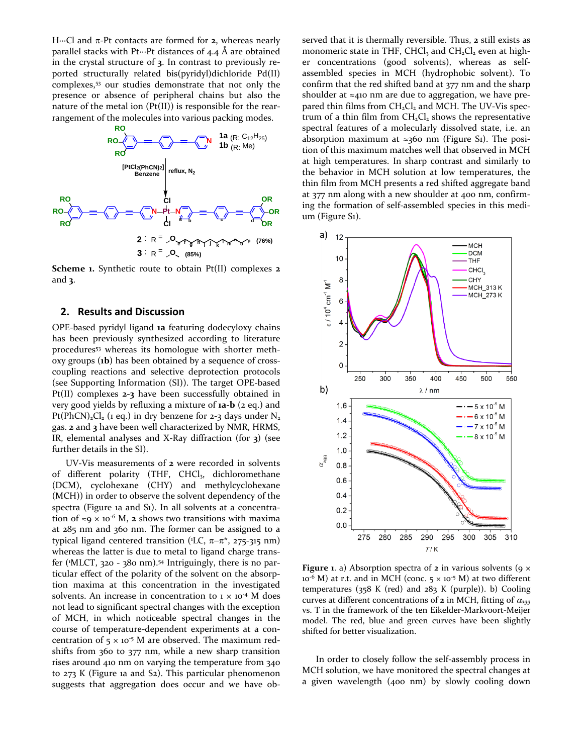H···Cl and π-Pt contacts are formed for **2**, whereas nearly parallel stacks with Pt···Pt distances of 4.4 Å are obtained in the crystal structure of **3**. In contrast to previously reported structurally related bis(pyridyl)dichloride Pd(II) complexes,[53] our studies demonstrate that not only the presence or absence of peripheral chains but also the nature of the metal ion (Pt(II)) is responsible for the rearrangement of the molecules into various packing modes.

**Scheme 1.** Synthetic route to obtain Pt(II) complexes **2** and **3**.

## 2. Results and Discussion

OPE-based pyridyl ligand **1a** featuring dodecyloxy chains has been previously synthesized according to literature procedures[53] whereas its homologue with shorter methoxy groups (**1b**) has been obtained by a sequence of cross-coupling reactions and selective deprotection protocols (see Supporting Information (SI)). The target OPE-based Pt(II) complexes **2**-**3** have been successfully obtained in very good yields by refluxing a mixture of **1a**-**b** (2 eq.) and $Pt(PhCN)_2Cl_2$ (1 eq.) in dry benzene for 2-3 days under $N_2$ gas. **2** and **3** have been well characterized by NMR, HRMS, IR, elemental analyses and X-Ray diffraction (for **3**) (see further details in the SI).

UV-Vis measurements of **2** were recorded in solvents of different polarity (THF, $CHCl_3$, dichloromethane (DCM), cyclohexane (CHY) and methylcyclohexane (MCH)) in order to observe the solvent dependency of the spectra (Figure 1a and S1). In all solvents at a concentration of ≈9 × $10^{-6}$ M, **2** shows two transitions with maxima at 285 nm and 360 nm. The former can be assigned to a typical ligand centered transition ($^1$LC, π–π*, 275-315 nm) whereas the latter is due to metal to ligand charge transfer ($^1$MLCT, 320 - 380 nm).[54] Intriguingly, there is no particular effect of the polarity of the solvent on the absorption maxima at this concentration in the investigated solvents. An increase in concentration to 1 × $10^{-4}$ M does not lead to significant spectral changes with the exception of MCH, in which noticeable spectral changes in the course of temperature-dependent experiments at a concentration of 5 × $10^{-5}$ M are observed. The maximum redshifts from 360 to 377 nm, while a new sharp transition rises around 410 nm on varying the temperature from 340 to 273 K (Figure 1a and S2). This particular phenomenon suggests that aggregation does occur and we have observed that it is thermally reversible. Thus, **2** still exists as monomeric state in THF, $CHCl_3$ and $CH_2Cl_2$ even at higher concentrations (good solvents), whereas as self-assembled species in MCH (hydrophobic solvent). To confirm that the red shifted band at 377 nm and the sharp shoulder at ≈410 nm are due to aggregation, we have prepared thin films from $CH_2Cl_2$ and MCH. The UV-Vis spectrum of a thin film from $CH_2Cl_2$ shows the representative spectral features of a molecularly dissolved state, i.e. an absorption maximum at ≈360 nm (Figure S1). The position of this maximum matches well that observed in MCH at high temperatures. In sharp contrast and similarly to the behavior in MCH solution at low temperatures, the thin film from MCH presents a red shifted aggregate band at 377 nm along with a new shoulder at 400 nm, confirming the formation of self-assembled species in this medium (Figure S1).

**Figure 1.** a) Absorption spectra of **2** in various solvents (9 × $10^{-6}$ M) at r.t. and in MCH (conc. 5 × $10^{-5}$ M) at two different temperatures (358 K (red) and 283 K (purple)). b) Cooling curves at different concentrations of **2** in MCH, fitting of $\alpha_{agg}$ vs. T in the framework of the ten Eikelder-Markvoort-Meijer model. The red, blue and green curves have been slightly shifted for better visualization.

In order to closely follow the self-assembly process in MCH solution, we have monitored the spectral changes at a given wavelength (400 nm) by slowly cooling down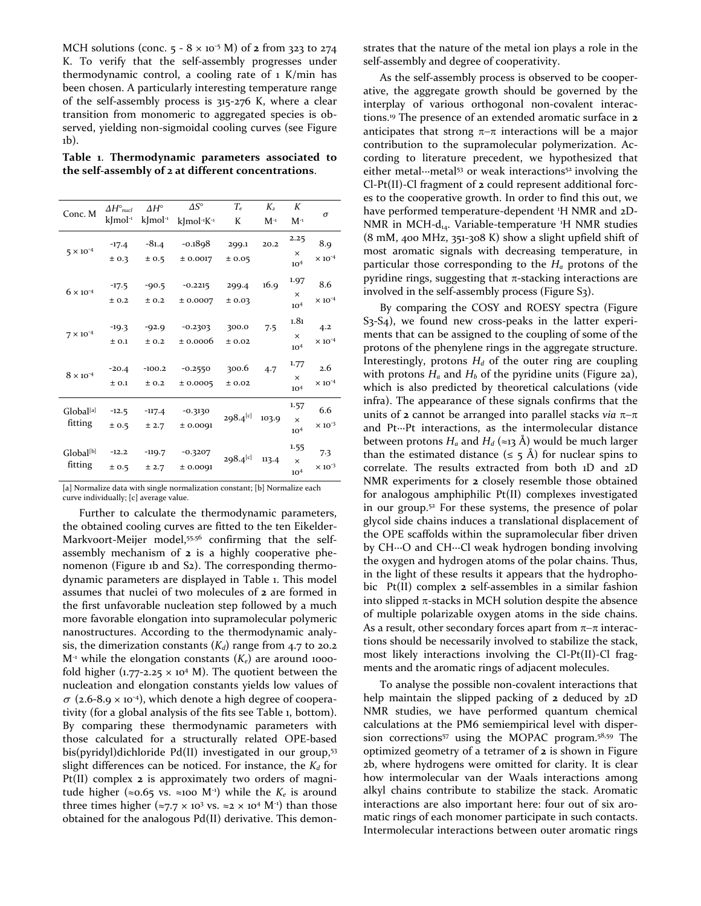MCH solutions (conc. 5 - 8 × $10^{-5}$ M) of **2** from 323 to 274 K. To verify that the self-assembly progresses under thermodynamic control, a cooling rate of 1 K/min has been chosen. A particularly interesting temperature range of the self-assembly process is 315-276 K, where a clear transition from monomeric to aggregated species is observed, yielding non-sigmoidal cooling curves (see Figure 1b).

**Table 1. Thermodynamic parameters associated to the self-assembly of 2 at different concentrations.**

| Conc. M | $\Delta H^{\circ}_{nucl}$ kJmol$^{-1}$ | $\Delta H^{\circ}$ kJmol$^{-1}$ | $\Delta S^{\circ}$ kJmol$^{-1}$K$^{-1}$ | $T_e$ K | $K_2$ M$^{-1}$ | $K$ M$^{-1}$ | $\sigma$ |
|---|---|---|---|---|---|---|---|
| 5 × $10^{-4}$ | -17.4 ± 0.3 | -81.4 ± 0.5 | -0.1898 ± 0.0017 | 299.1 ± 0.05 | 20.2 | 2.25 × $10^4$ | 8.9 × $10^{-4}$ |
| 6 × $10^{-4}$ | -17.5 ± 0.2 | -90.5 ± 0.2 | -0.2215 ± 0.0007 | 299.4 ± 0.03 | 16.9 | 1.97 × $10^4$ | 8.6 × $10^{-4}$ |
| 7 × $10^{-4}$ | -19.3 ± 0.1 | -92.9 ± 0.2 | -0.2303 ± 0.0006 | 300.0 ± 0.02 | 7.5 | 1.81 × $10^4$ | 4.2 × $10^{-4}$ |
| 8 × $10^{-4}$ | -20.4 ± 0.1 | -100.2 ± 0.2 | -0.2550 ± 0.0005 | 300.6 ± 0.02 | 4.7 | 1.77 × $10^4$ | 2.6 × $10^{-4}$ |
| Global[a] fitting | -12.5 ± 0.5 | -117.4 ± 2.7 | -0.3130 ± 0.0091 | 298.4[c] | 103.9 | 1.57 × $10^4$ | 6.6 × $10^{-3}$ |
| Global[b] fitting | -12.2 ± 0.5 | -119.7 ± 2.7 | -0.3207 ± 0.0091 | 298.4[c] | 113.4 | 1.55 × $10^4$ | 7.3 × $10^{-3}$ |

[a] Normalize data with single normalization constant; [b] Normalize each curve individually; [c] average value.

Further to calculate the thermodynamic parameters, the obtained cooling curves are fitted to the ten Eikelder-Markvoort-Meijer model,[55,56] confirming that the self-assembly mechanism of **2** is a highly cooperative phenomenon (Figure 1b and S2). The corresponding thermodynamic parameters are displayed in Table 1. This model assumes that nuclei of two molecules of **2** are formed in the first unfavorable nucleation step followed by a much more favorable elongation into supramolecular polymeric nanostructures. According to the thermodynamic analysis, the dimerization constants ($K_d$) range from 4.7 to 20.2 M$^{-1}$ while the elongation constants ($K_e$) are around 1000-fold higher (1.77-2.25 × $10^4$ M). The quotient between the nucleation and elongation constants yields low values of $\sigma$ (2.6-8.9 × $10^{-4}$), which denote a high degree of cooperativity (for a global analysis of the fits see Table 1, bottom). By comparing these thermodynamic parameters with those calculated for a structurally related OPE-based bis(pyridyl)dichloride Pd(II) investigated in our group,[53] slight differences can be noticed. For instance, the $K_d$ for Pt(II) complex **2** is approximately two orders of magnitude higher (≈0.65 vs. ≈100 M$^{-1}$) while the $K_e$ is around three times higher (≈7.7 × $10^3$ vs. ≈2 × $10^4$ M$^{-1}$) than those obtained for the analogous Pd(II) derivative. This demonstrates that the nature of the metal ion plays a role in the self-assembly and degree of cooperativity.

As the self-assembly process is observed to be cooperative, the aggregate growth should be governed by the interplay of various orthogonal non-covalent interactions.[19] The presence of an extended aromatic surface in **2** anticipates that strong π–π interactions will be a major contribution to the supramolecular polymerization. According to literature precedent, we hypothesized that either metal···metal[53] or weak interactions[52] involving the Cl-Pt(II)-Cl fragment of **2** could represent additional forces to the cooperative growth. In order to find this out, we have performed temperature-dependent $^1$H NMR and 2D-NMR in MCH-$d_{14}$. Variable-temperature $^1$H NMR studies (8 mM, 400 MHz, 351-308 K) show a slight upfield shift of most aromatic signals with decreasing temperature, in particular those corresponding to the $H_a$ protons of the pyridine rings, suggesting that π-stacking interactions are involved in the self-assembly process (Figure S3).

By comparing the COSY and ROESY spectra (Figure S3-S4), we found new cross-peaks in the latter experiments that can be assigned to the coupling of some of the protons of the phenylene rings in the aggregate structure. Interestingly, protons $H_d$ of the outer ring are coupling with protons $H_a$ and $H_b$ of the pyridine units (Figure 2a), which is also predicted by theoretical calculations (vide infra). The appearance of these signals confirms that the units of **2** cannot be arranged into parallel stacks *via* π–π and Pt···Pt interactions, as the intermolecular distance between protons $H_a$ and $H_d$ (≈13 Å) would be much larger than the estimated distance (≤ 5 Å) for nuclear spins to correlate. The results extracted from both 1D and 2D NMR experiments for **2** closely resemble those obtained for analogous amphiphilic Pt(II) complexes investigated in our group.[52] For these systems, the presence of polar glycol side chains induces a translational displacement of the OPE scaffolds within the supramolecular fiber driven by CH···O and CH···Cl weak hydrogen bonding involving the oxygen and hydrogen atoms of the polar chains. Thus, in the light of these results it appears that the hydrophobic Pt(II) complex **2** self-assembles in a similar fashion into slipped π-stacks in MCH solution despite the absence of multiple polarizable oxygen atoms in the side chains. As a result, other secondary forces apart from π–π interactions should be necessarily involved to stabilize the stack, most likely interactions involving the Cl-Pt(II)-Cl fragments and the aromatic rings of adjacent molecules.

To analyse the possible non-covalent interactions that help maintain the slipped packing of **2** deduced by 2D NMR studies, we have performed quantum chemical calculations at the PM6 semiempirical level with dispersion corrections[57] using the MOPAC program.[58,59] The optimized geometry of a tetramer of **2** is shown in Figure 2b, where hydrogens were omitted for clarity. It is clear how intermolecular van der Waals interactions among alkyl chains contribute to stabilize the stack. Aromatic interactions are also important here: four out of six aromatic rings of each monomer participate in such contacts. Intermolecular interactions between outer aromatic rings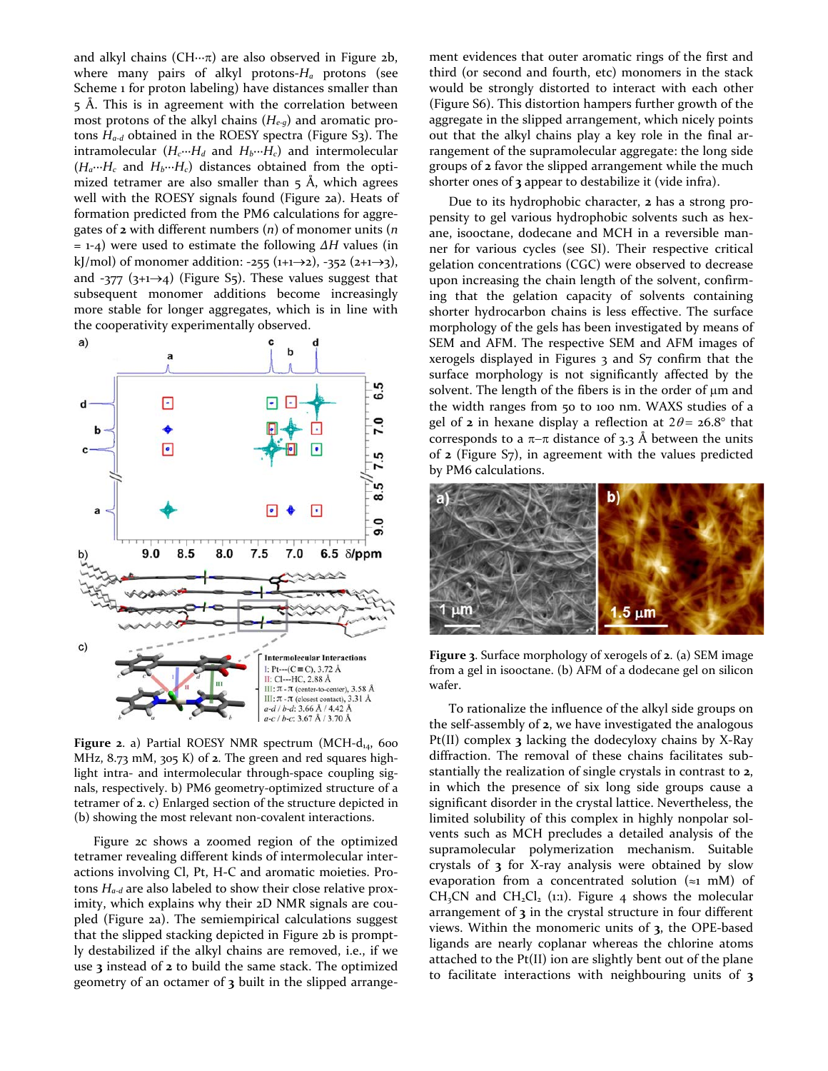and alkyl chains (CH···π) are also observed in Figure 2b, where many pairs of alkyl protons-$H_a$ protons (see Scheme 1 for proton labeling) have distances smaller than 5 Å. This is in agreement with the correlation between most protons of the alkyl chains ($H_{e\text{-}g}$) and aromatic protons $H_{a\text{-}d}$ obtained in the ROESY spectra (Figure S3). The intramolecular ($H_c$···$H_d$ and $H_b$···$H_c$) and intermolecular ($H_a$···$H_c$ and $H_b$···$H_c$) distances obtained from the optimized tetramer are also smaller than 5 Å, which agrees well with the ROESY signals found (Figure 2a). Heats of formation predicted from the PM6 calculations for aggregates of **2** with different numbers ($n$) of monomer units ($n$ = 1-4) were used to estimate the following $\Delta H$ values (in kJ/mol) of monomer addition: -255 (1+1→2), -352 (2+1→3), and -377 (3+1→4) (Figure S5). These values suggest that subsequent monomer additions become increasingly more stable for longer aggregates, which is in line with the cooperativity experimentally observed.

**Figure 2**. a) Partial ROESY NMR spectrum (MCH-$d_{14}$, 600 MHz, 8.73 mM, 305 K) of **2**. The green and red squares highlight intra- and intermolecular through-space coupling signals, respectively. b) PM6 geometry-optimized structure of a tetramer of **2**. c) Enlarged section of the structure depicted in (b) showing the most relevant non-covalent interactions.

Figure 2c shows a zoomed region of the optimized tetramer revealing different kinds of intermolecular interactions involving Cl, Pt, H-C and aromatic moieties. Protons $H_{a\text{-}d}$ are also labeled to show their close relative proximity, which explains why their 2D NMR signals are coupled (Figure 2a). The semiempirical calculations suggest that the slipped stacking depicted in Figure 2b is promptly destabilized if the alkyl chains are removed, i.e., if we use **3** instead of **2** to build the same stack. The optimized geometry of an octamer of **3** built in the slipped arrangement evidences that outer aromatic rings of the first and third (or second and fourth, etc) monomers in the stack would be strongly distorted to interact with each other (Figure S6). This distortion hampers further growth of the aggregate in the slipped arrangement, which nicely points out that the alkyl chains play a key role in the final arrangement of the supramolecular aggregate: the long side groups of **2** favor the slipped arrangement while the much shorter ones of **3** appear to destabilize it (vide infra).

Due to its hydrophobic character, **2** has a strong propensity to gel various hydrophobic solvents such as hexane, isooctane, dodecane and MCH in a reversible manner for various cycles (see SI). Their respective critical gelation concentrations (CGC) were observed to decrease upon increasing the chain length of the solvent, confirming that the gelation capacity of solvents containing shorter hydrocarbon chains is less effective. The surface morphology of the gels has been investigated by means of SEM and AFM. The respective SEM and AFM images of xerogels displayed in Figures 3 and S7 confirm that the surface morphology is not significantly affected by the solvent. The length of the fibers is in the order of μm and the width ranges from 50 to 100 nm. WAXS studies of a gel of **2** in hexane display a reflection at $2\theta$ = 26.8° that corresponds to a π–π distance of 3.3 Å between the units of **2** (Figure S7), in agreement with the values predicted by PM6 calculations.

**Figure 3**. Surface morphology of xerogels of **2**. (a) SEM image from a gel in isooctane. (b) AFM of a dodecane gel on silicon wafer.

To rationalize the influence of the alkyl side groups on the self-assembly of **2**, we have investigated the analogous Pt(II) complex **3** lacking the dodecyloxy chains by X-Ray diffraction. The removal of these chains facilitates substantially the realization of single crystals in contrast to **2**, in which the presence of six long side groups cause a significant disorder in the crystal lattice. Nevertheless, the limited solubility of this complex in highly nonpolar solvents such as MCH precludes a detailed analysis of the supramolecular polymerization mechanism. Suitable crystals of **3** for X-ray analysis were obtained by slow evaporation from a concentrated solution (≈1 mM) of $CH_3CN$ and $CH_2Cl_2$ (1:1). Figure 4 shows the molecular arrangement of **3** in the crystal structure in four different views. Within the monomeric units of **3**, the OPE-based ligands are nearly coplanar whereas the chlorine atoms attached to the Pt(II) ion are slightly bent out of the plane to facilitate interactions with neighbouring units of **3**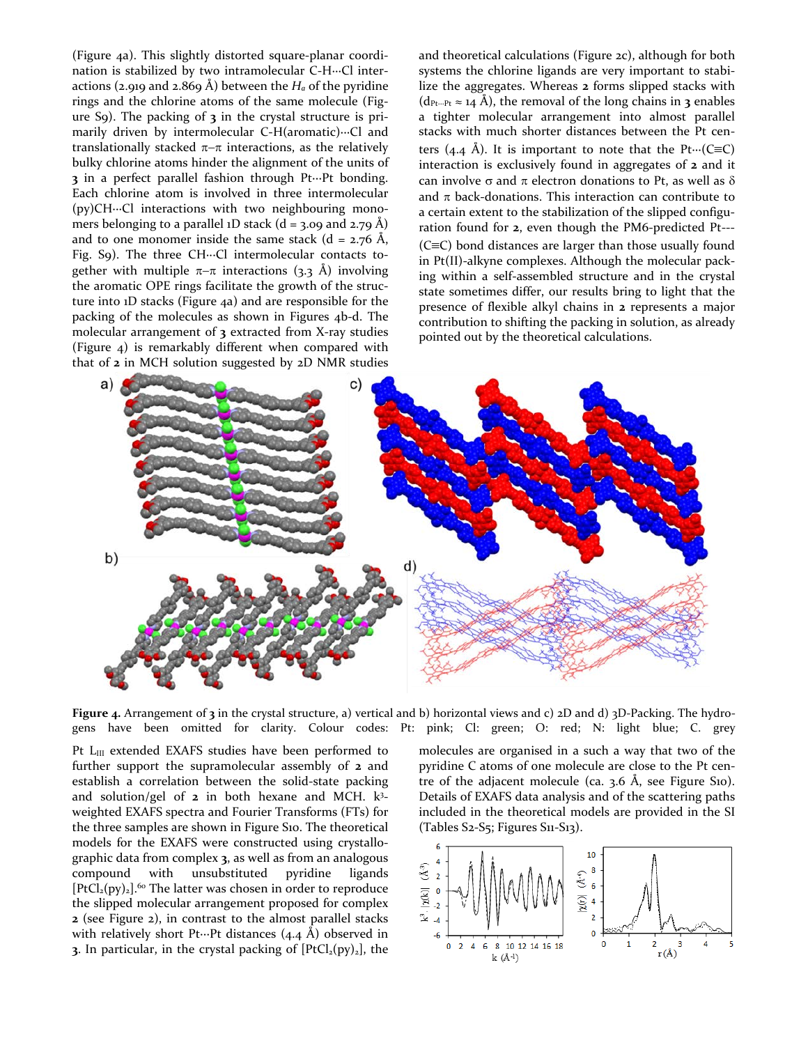(Figure 4a). This slightly distorted square-planar coordination is stabilized by two intramolecular C-H···Cl interactions (2.919 and 2.869 Å) between the $H_a$ of the pyridine rings and the chlorine atoms of the same molecule (Figure S9). The packing of **3** in the crystal structure is primarily driven by intermolecular C-H(aromatic)···Cl and translationally stacked π–π interactions, as the relatively bulky chlorine atoms hinder the alignment of the units of **3** in a perfect parallel fashion through Pt···Pt bonding. Each chlorine atom is involved in three intermolecular (py)CH···Cl interactions with two neighbouring monomers belonging to a parallel 1D stack (d = 3.09 and 2.79 Å) and to one monomer inside the same stack (d = 2.76 Å, Fig. S9). The three CH···Cl intermolecular contacts together with multiple π–π interactions (3.3 Å) involving the aromatic OPE rings facilitate the growth of the structure into 1D stacks (Figure 4a) and are responsible for the packing of the molecules as shown in Figures 4b-d. The molecular arrangement of **3** extracted from X-ray studies (Figure 4) is remarkably different when compared with that of **2** in MCH solution suggested by 2D NMR studies and theoretical calculations (Figure 2c), although for both systems the chlorine ligands are very important to stabilize the aggregates. Whereas **2** forms slipped stacks with ($d_{Pt\cdots Pt} \approx 14$ Å), the removal of the long chains in **3** enables a tighter molecular arrangement into almost parallel stacks with much shorter distances between the Pt centers (4.4 Å). It is important to note that the Pt···(C≡C) interaction is exclusively found in aggregates of **2** and it can involve σ and π electron donations to Pt, as well as δ and π back-donations. This interaction can contribute to a certain extent to the stabilization of the slipped configuration found for **2**, even though the PM6-predicted Pt---(C≡C) bond distances are larger than those usually found in Pt(II)-alkyne complexes. Although the molecular packing within a self-assembled structure and in the crystal state sometimes differ, our results bring to light that the presence of flexible alkyl chains in **2** represents a major contribution to shifting the packing in solution, as already pointed out by the theoretical calculations.

**Figure 4.** Arrangement of **3** in the crystal structure, a) vertical and b) horizontal views and c) 2D and d) 3D-Packing. The hydrogens have been omitted for clarity. Colour codes: Pt: pink; Cl: green; O: red; N: light blue; C. grey

Pt $L_{III}$ extended EXAFS studies have been performed to further support the supramolecular assembly of **2** and establish a correlation between the solid-state packing and solution/gel of **2** in both hexane and MCH. $k^3$-weighted EXAFS spectra and Fourier Transforms (FTs) for the three samples are shown in Figure S10. The theoretical models for the EXAFS were constructed using crystallographic data from complex **3**, as well as from an analogous compound with unsubstituted pyridine ligands $[PtCl_2(py)_2]$.[60] The latter was chosen in order to reproduce the slipped molecular arrangement proposed for complex **2** (see Figure 2), in contrast to the almost parallel stacks with relatively short Pt···Pt distances (4.4 Å) observed in **3**. In particular, in the crystal packing of $[PtCl_2(py)_2]$, the molecules are organised in a such a way that two of the pyridine C atoms of one molecule are close to the Pt centre of the adjacent molecule (ca. 3.6 Å, see Figure S10). Details of EXAFS data analysis and of the scattering paths included in the theoretical models are provided in the SI (Tables S2-S5; Figures S11-S13).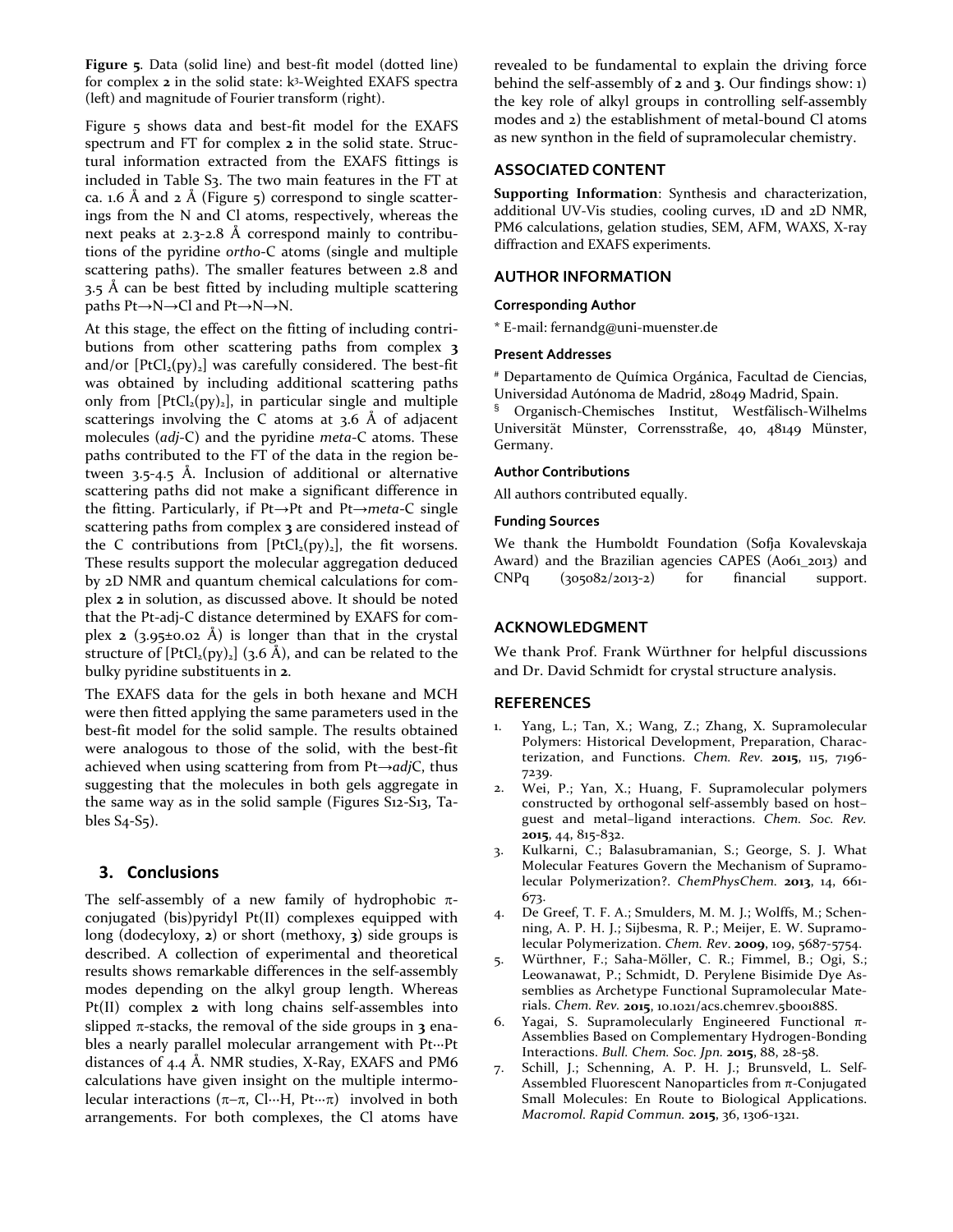**Figure 5**. Data (solid line) and best-fit model (dotted line) for complex **2** in the solid state: $k^3$-Weighted EXAFS spectra (left) and magnitude of Fourier transform (right).

Figure 5 shows data and best-fit model for the EXAFS spectrum and FT for complex **2** in the solid state. Structural information extracted from the EXAFS fittings is included in Table S3. The two main features in the FT at ca. 1.6 Å and 2 Å (Figure 5) correspond to single scatterings from the N and Cl atoms, respectively, whereas the next peaks at 2.3-2.8 Å correspond mainly to contributions of the pyridine *ortho*-C atoms (single and multiple scattering paths). The smaller features between 2.8 and 3.5 Å can be best fitted by including multiple scattering paths Pt→N→Cl and Pt→N→N.

At this stage, the effect on the fitting of including contributions from other scattering paths from complex **3** and/or $[PtCl_2(py)_2]$ was carefully considered. The best-fit was obtained by including additional scattering paths only from $[PtCl_2(py)_2]$, in particular single and multiple scatterings involving the C atoms at 3.6 Å of adjacent molecules (*adj*-C) and the pyridine *meta*-C atoms. These paths contributed to the FT of the data in the region between 3.5-4.5 Å. Inclusion of additional or alternative scattering paths did not make a significant difference in the fitting. Particularly, if Pt→Pt and Pt→*meta*-C single scattering paths from complex **3** are considered instead of the C contributions from $[PtCl_2(py)_2]$, the fit worsens. These results support the molecular aggregation deduced by 2D NMR and quantum chemical calculations for complex **2** in solution, as discussed above. It should be noted that the Pt-adj-C distance determined by EXAFS for complex **2** (3.95±0.02 Å) is longer than that in the crystal structure of $[PtCl_2(py)_2]$ (3.6 Å), and can be related to the bulky pyridine substituents in **2**.

The EXAFS data for the gels in both hexane and MCH were then fitted applying the same parameters used in the best-fit model for the solid sample. The results obtained were analogous to those of the solid, with the best-fit achieved when using scattering from from Pt→*adj*C, thus suggesting that the molecules in both gels aggregate in the same way as in the solid sample (Figures S12-S13, Tables S4-S5).

## 3. Conclusions

The self-assembly of a new family of hydrophobic π-conjugated (bis)pyridyl Pt(II) complexes equipped with long (dodecyloxy, **2**) or short (methoxy, **3**) side groups is described. A collection of experimental and theoretical results shows remarkable differences in the self-assembly modes depending on the alkyl group length. Whereas Pt(II) complex **2** with long chains self-assembles into slipped π-stacks, the removal of the side groups in **3** enables a nearly parallel molecular arrangement with Pt···Pt distances of 4.4 Å. NMR studies, X-Ray, EXAFS and PM6 calculations have given insight on the multiple intermolecular interactions (π–π, Cl···H, Pt···π) involved in both arrangements. For both complexes, the Cl atoms have revealed to be fundamental to explain the driving force behind the self-assembly of **2** and **3**. Our findings show: 1) the key role of alkyl groups in controlling self-assembly modes and 2) the establishment of metal-bound Cl atoms as new synthon in the field of supramolecular chemistry.

## ASSOCIATED CONTENT

**Supporting Information**: Synthesis and characterization, additional UV-Vis studies, cooling curves, 1D and 2D NMR, PM6 calculations, gelation studies, SEM, AFM, WAXS, X-ray diffraction and EXAFS experiments.

## AUTHOR INFORMATION

### Corresponding Author

* E-mail: fernandg@uni-muenster.de

### Present Addresses

[#] Departamento de Química Orgánica, Facultad de Ciencias, Universidad Autónoma de Madrid, 28049 Madrid, Spain.

[§] Organisch-Chemisches Institut, Westfälisch-Wilhelms Universität Münster, Corrensstraße, 40, 48149 Münster, Germany.

### Author Contributions

All authors contributed equally.

### Funding Sources

We thank the Humboldt Foundation (Sofja Kovalevskaja Award) and the Brazilian agencies CAPES (A061_2013) and CNPq (305082/2013-2) for financial support.

## ACKNOWLEDGMENT

We thank Prof. Frank Würthner for helpful discussions and Dr. David Schmidt for crystal structure analysis.

## REFERENCES

1. Yang, L.; Tan, X.; Wang, Z.; Zhang, X. Supramolecular Polymers: Historical Development, Preparation, Characterization, and Functions. *Chem. Rev.* **2015**, 115, 7196-7239.
2. Wei, P.; Yan, X.; Huang, F. Supramolecular polymers constructed by orthogonal self-assembly based on host–guest and metal–ligand interactions. *Chem. Soc. Rev.* **2015**, 44, 815-832.
3. Kulkarni, C.; Balasubramanian, S.; George, S. J. What Molecular Features Govern the Mechanism of Supramolecular Polymerization?. *ChemPhysChem.* **2013**, 14, 661-673.
4. De Greef, T. F. A.; Smulders, M. M. J.; Wolffs, M.; Schenning, A. P. H. J.; Sijbesma, R. P.; Meijer, E. W. Supramolecular Polymerization. *Chem. Rev*. **2009**, 109, 5687-5754.
5. Würthner, F.; Saha-Möller, C. R.; Fimmel, B.; Ogi, S.; Leowanawat, P.; Schmidt, D. Perylene Bisimide Dye Assemblies as Archetype Functional Supramolecular Materials. *Chem. Rev.* **2015**, 10.1021/acs.chemrev.5b00188S.
6. Yagai, S. Supramolecularly Engineered Functional π-Assemblies Based on Complementary Hydrogen-Bonding Interactions. *Bull. Chem. Soc. Jpn.* **2015**, 88, 28-58.
7. Schill, J.; Schenning, A. P. H. J.; Brunsveld, L. Self-Assembled Fluorescent Nanoparticles from π-Conjugated Small Molecules: En Route to Biological Applications. *Macromol. Rapid Commun.* **2015**, 36, 1306-1321.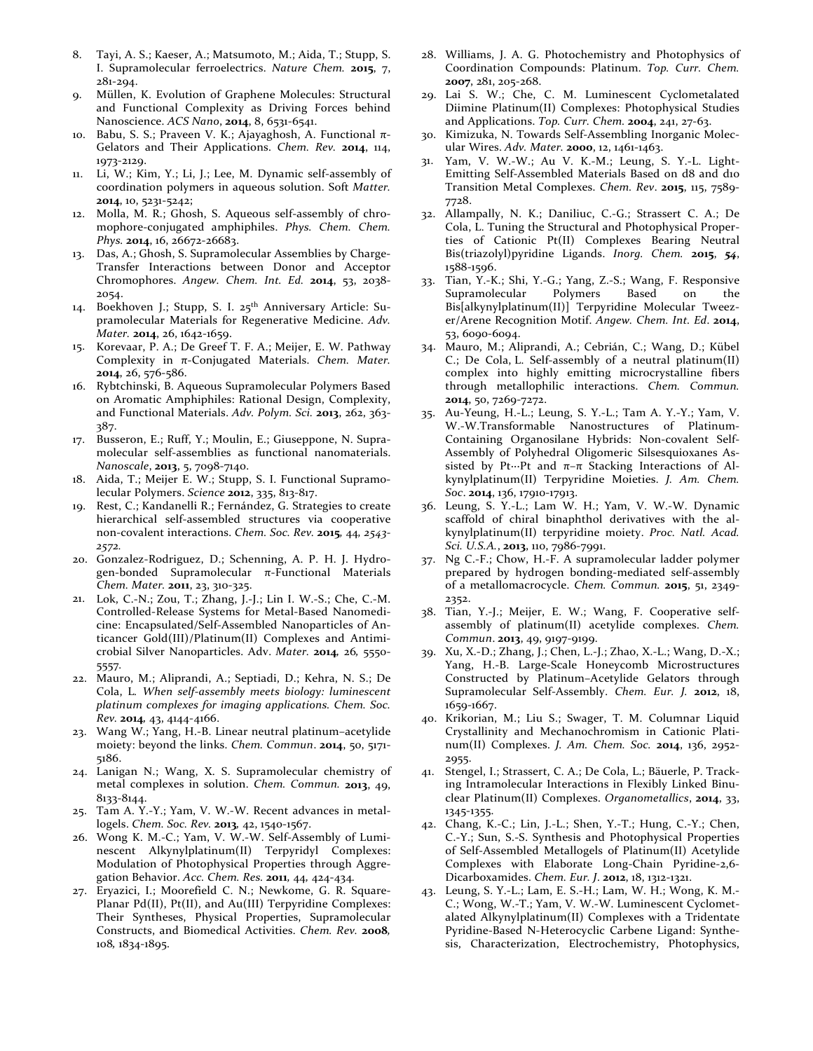8. Tayi, A. S.; Kaeser, A.; Matsumoto, M.; Aida, T.; Stupp, S. I. Supramolecular ferroelectrics. *Nature Chem.* **2015**, 7, 281-294.
9. Müllen, K. Evolution of Graphene Molecules: Structural and Functional Complexity as Driving Forces behind Nanoscience. *ACS Nano*, **2014**, 8, 6531-6541.
10. Babu, S. S.; Praveen V. K.; Ajayaghosh, A. Functional π-Gelators and Their Applications. *Chem. Rev.* **2014**, 114, 1973-2129.
11. Li, W.; Kim, Y.; Li, J.; Lee, M. Dynamic self-assembly of coordination polymers in aqueous solution. Soft *Matter.* **2014**, 10, 5231-5242;
12. Molla, M. R.; Ghosh, S. Aqueous self-assembly of chromophore-conjugated amphiphiles. *Phys. Chem. Chem. Phys.* **2014**, 16, 26672-26683.
13. Das, A.; Ghosh, S. Supramolecular Assemblies by Charge-Transfer Interactions between Donor and Acceptor Chromophores. *Angew. Chem. Int. Ed.* **2014**, 53, 2038-2054.
14. Boekhoven J.; Stupp, S. I. 25th Anniversary Article: Supramolecular Materials for Regenerative Medicine. *Adv. Mater.* **2014**, 26, 1642-1659.
15. Korevaar, P. A.; De Greef T. F. A.; Meijer, E. W. Pathway Complexity in π-Conjugated Materials. *Chem. Mater.* **2014**, 26, 576-586.
16. Rybtchinski, B. Aqueous Supramolecular Polymers Based on Aromatic Amphiphiles: Rational Design, Complexity, and Functional Materials. *Adv. Polym. Sci.* **2013**, 262, 363-387.
17. Busseron, E.; Ruff, Y.; Moulin, E.; Giuseppone, N. Supramolecular self-assemblies as functional nanomaterials. *Nanoscale*, **2013**, 5, 7098-7140.
18. Aida, T.; Meijer E. W.; Stupp, S. I. Functional Supramolecular Polymers. *Science* **2012**, 335, 813-817.
19. Rest, C.; Kandanelli R.; Fernández, G. Strategies to create hierarchical self-assembled structures via cooperative non-covalent interactions. *Chem. Soc. Rev.* **2015**, 44, *2543-2572.*
20. Gonzalez-Rodriguez, D.; Schenning, A. P. H. J. Hydrogen-bonded Supramolecular π-Functional Materials *Chem. Mater.* **2011**, 23, 310-325.
21. Lok, C.-N.; Zou, T.; Zhang, J.-J.; Lin I. W.-S.; Che, C.-M. Controlled-Release Systems for Metal-Based Nanomedicine: Encapsulated/Self-Assembled Nanoparticles of Anticancer Gold(III)/Platinum(II) Complexes and Antimicrobial Silver Nanoparticles. Adv. *Mater.* **2014**, 26, 5550-5557.
22. Mauro, M.; Aliprandi, A.; Septiadi, D.; Kehra, N. S.; De Cola, L. *When self-assembly meets biology: luminescent platinum complexes for imaging applications. Chem. Soc. Rev.* **2014**, 43, 4144-4166.
23. Wang W.; Yang, H.-B. Linear neutral platinum–acetylide moiety: beyond the links. *Chem. Commun*. **2014**, 50, 5171-5186.
24. Lanigan N.; Wang, X. S. Supramolecular chemistry of metal complexes in solution. *Chem. Commun.* **2013**, 49, 8133-8144.
25. Tam A. Y.-Y.; Yam, V. W.-W. Recent advances in metallogels. *Chem. Soc. Rev.* **2013**, 42, 1540-1567.
26. Wong K. M.-C.; Yam, V. W.-W. Self-Assembly of Luminescent Alkynylplatinum(II) Terpyridyl Complexes: Modulation of Photophysical Properties through Aggregation Behavior. *Acc. Chem. Res.* **2011**, 44, 424-434.
27. Eryazici, I.; Moorefield C. N.; Newkome, G. R. Square-Planar Pd(II), Pt(II), and Au(III) Terpyridine Complexes: Their Syntheses, Physical Properties, Supramolecular Constructs, and Biomedical Activities. *Chem. Rev.* **2008**, 108, 1834-1895.
28. Williams, J. A. G. Photochemistry and Photophysics of Coordination Compounds: Platinum. *Top. Curr. Chem.* **2007**, 281, 205-268.
29. Lai S. W.; Che, C. M. Luminescent Cyclometalated Diimine Platinum(II) Complexes: Photophysical Studies and Applications. *Top. Curr. Chem.* **2004**, 241, 27-63.
30. Kimizuka, N. Towards Self-Assembling Inorganic Molecular Wires. *Adv. Mater.* **2000**, 12, 1461-1463.
31. Yam, V. W.-W.; Au V. K.-M.; Leung, S. Y.-L. Light-Emitting Self-Assembled Materials Based on d8 and d10 Transition Metal Complexes. *Chem. Rev*. **2015**, 115, 7589-7728.
32. Allampally, N. K.; Daniliuc, C.-G.; Strassert C. A.; De Cola, L. Tuning the Structural and Photophysical Properties of Cationic Pt(II) Complexes Bearing Neutral Bis(triazolyl)pyridine Ligands. *Inorg. Chem.* **2015**, *54*, 1588-1596.
33. Tian, Y.-K.; Shi, Y.-G.; Yang, Z.-S.; Wang, F. Responsive Supramolecular Polymers Based on the Bis[alkynylplatinum(II)] Terpyridine Molecular Tweezer/Arene Recognition Motif. *Angew. Chem. Int. Ed*. **2014**, 53, 6090-6094.
34. Mauro, M.; Aliprandi, A.; Cebrián, C.; Wang, D.; Kübel C.; De Cola, L. Self-assembly of a neutral platinum(II) complex into highly emitting microcrystalline fibers through metallophilic interactions. *Chem. Commun.* **2014**, 50, 7269-7272.
35. Au-Yeung, H.-L.; Leung, S. Y.-L.; Tam A. Y.-Y.; Yam, V. W.-W.Transformable Nanostructures of Platinum-Containing Organosilane Hybrids: Non-covalent Self-Assembly of Polyhedral Oligomeric Silsesquioxanes Assisted by Pt···Pt and π–π Stacking Interactions of Alkynylplatinum(II) Terpyridine Moieties. *J. Am. Chem. Soc*. **2014**, 136, 17910-17913.
36. Leung, S. Y.-L.; Lam W. H.; Yam, V. W.-W. Dynamic scaffold of chiral binaphthol derivatives with the alkynylplatinum(II) terpyridine moiety. *Proc. Natl. Acad. Sci. U.S.A.*, **2013**, 110, 7986-7991.
37. Ng C.-F.; Chow, H.-F. A supramolecular ladder polymer prepared by hydrogen bonding-mediated self-assembly of a metallomacrocycle. *Chem. Commun.* **2015**, 51, 2349-2352.
38. Tian, Y.-J.; Meijer, E. W.; Wang, F. Cooperative self-assembly of platinum(II) acetylide complexes. *Chem. Commun*. **2013**, 49, 9197-9199.
39. Xu, X.-D.; Zhang, J.; Chen, L.-J.; Zhao, X.-L.; Wang, D.-X.; Yang, H.-B. Large-Scale Honeycomb Microstructures Constructed by Platinum–Acetylide Gelators through Supramolecular Self-Assembly. *Chem. Eur. J.* **2012**, 18, 1659-1667.
40. Krikorian, M.; Liu S.; Swager, T. M. Columnar Liquid Crystallinity and Mechanochromism in Cationic Platinum(II) Complexes. *J. Am. Chem. Soc.* **2014**, 136, 2952-2955.
41. Stengel, I.; Strassert, C. A.; De Cola, L.; Bäuerle, P. Tracking Intramolecular Interactions in Flexibly Linked Binuclear Platinum(II) Complexes. *Organometallics*, **2014**, 33, 1345-1355.
42. Chang, K.-C.; Lin, J.-L.; Shen, Y.-T.; Hung, C.-Y.; Chen, C.-Y.; Sun, S.-S. Synthesis and Photophysical Properties of Self-Assembled Metallogels of Platinum(II) Acetylide Complexes with Elaborate Long-Chain Pyridine-2,6-Dicarboxamides. *Chem. Eur. J*. **2012**, 18, 1312-1321.
43. Leung, S. Y.-L.; Lam, E. S.-H.; Lam, W. H.; Wong, K. M.-C.; Wong, W.-T.; Yam, V. W.-W. Luminescent Cyclometalated Alkynylplatinum(II) Complexes with a Tridentate Pyridine-Based N-Heterocyclic Carbene Ligand: Synthesis, Characterization, Electrochemistry, Photophysics,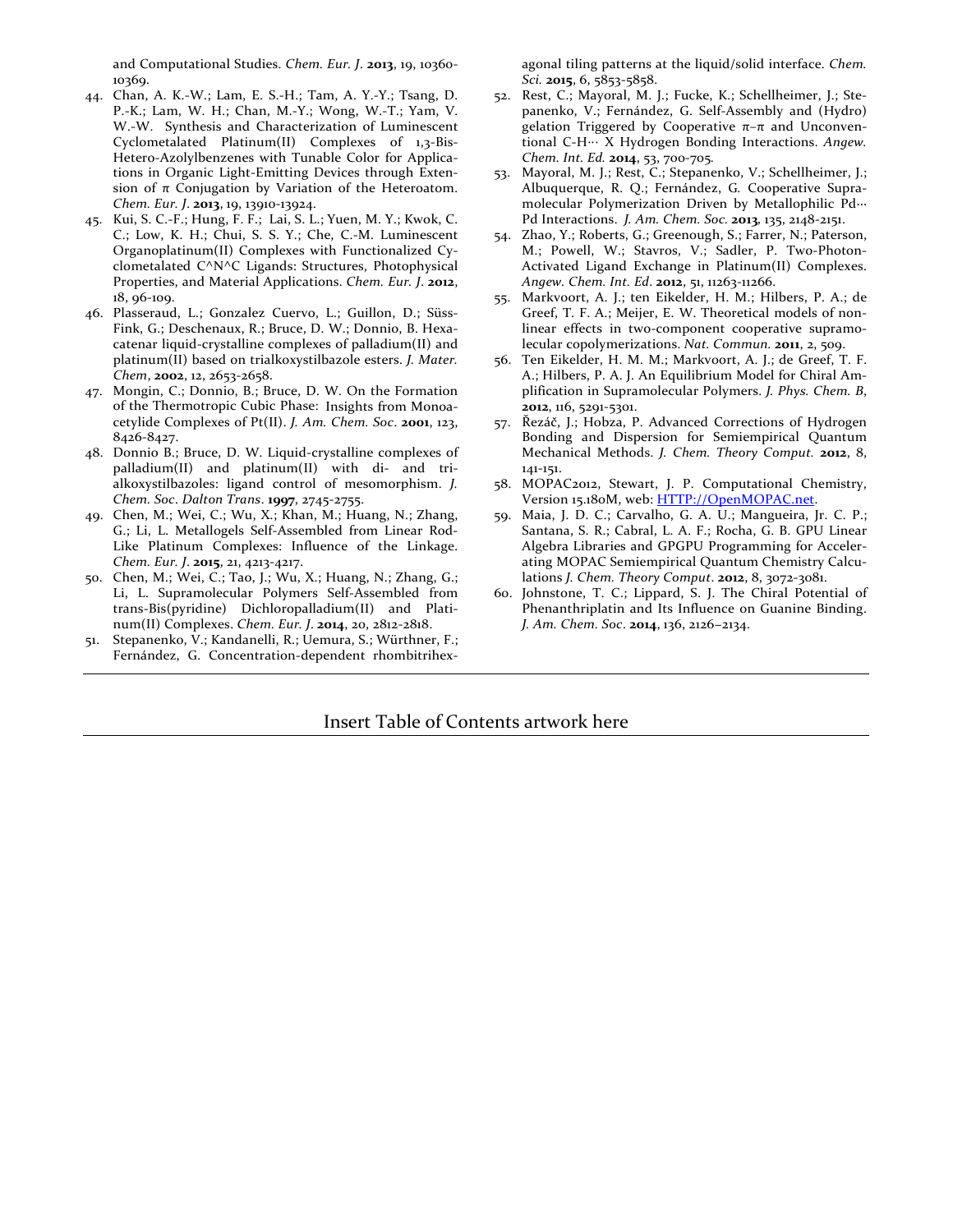and Computational Studies. *Chem. Eur. J*. **2013**, 19, 10360-10369.

44. Chan, A. K.-W.; Lam, E. S.-H.; Tam, A. Y.-Y.; Tsang, D. P.-K.; Lam, W. H.; Chan, M.-Y.; Wong, W.-T.; Yam, V. W.-W. Synthesis and Characterization of Luminescent Cyclometalated Platinum(II) Complexes of 1,3-Bis-Hetero-Azolylbenzenes with Tunable Color for Applications in Organic Light-Emitting Devices through Extension of π Conjugation by Variation of the Heteroatom. *Chem. Eur. J*. **2013**, 19, 13910-13924.
45. Kui, S. C.-F.; Hung, F. F.; Lai, S. L.; Yuen, M. Y.; Kwok, C. C.; Low, K. H.; Chui, S. S. Y.; Che, C.-M. Luminescent Organoplatinum(II) Complexes with Functionalized Cyclometalated C^N^C Ligands: Structures, Photophysical Properties, and Material Applications. *Chem. Eur. J*. **2012**, 18, 96-109.
46. Plasseraud, L.; Gonzalez Cuervo, L.; Guillon, D.; Süss-Fink, G.; Deschenaux, R.; Bruce, D. W.; Donnio, B. Hexacatenar liquid-crystalline complexes of palladium(II) and platinum(II) based on trialkoxystilbazole esters. *J. Mater. Chem*, **2002**, 12, 2653-2658.
47. Mongin, C.; Donnio, B.; Bruce, D. W. On the Formation of the Thermotropic Cubic Phase: Insights from Monoacetylide Complexes of Pt(II). *J. Am. Chem. Soc*. **2001**, 123, 8426-8427.
48. Donnio B.; Bruce, D. W. Liquid-crystalline complexes of palladium(II) and platinum(II) with di- and trialkoxystilbazoles: ligand control of mesomorphism. *J. Chem. Soc*. *Dalton Trans*. **1997**, 2745-2755.
49. Chen, M.; Wei, C.; Wu, X.; Khan, M.; Huang, N.; Zhang, G.; Li, L. Metallogels Self-Assembled from Linear Rod-Like Platinum Complexes: Influence of the Linkage. *Chem. Eur. J*. **2015**, 21, 4213-4217.
50. Chen, M.; Wei, C.; Tao, J.; Wu, X.; Huang, N.; Zhang, G.; Li, L. Supramolecular Polymers Self-Assembled from trans-Bis(pyridine) Dichloropalladium(II) and Platinum(II) Complexes. *Chem. Eur. J*. **2014**, 20, 2812-2818.
51. Stepanenko, V.; Kandanelli, R.; Uemura, S.; Würthner, F.; Fernández, G. Concentration-dependent rhombitrihexagonal tiling patterns at the liquid/solid interface. *Chem. Sci.* **2015**, 6, 5853-5858.
52. Rest, C.; Mayoral, M. J.; Fucke, K.; Schellheimer, J.; Stepanenko, V.; Fernández, G. Self-Assembly and (Hydro) gelation Triggered by Cooperative π–π and Unconventional C-H··· X Hydrogen Bonding Interactions. *Angew. Chem. Int. Ed.* **2014**, 53, 700-705.
53. Mayoral, M. J.; Rest, C.; Stepanenko, V.; Schellheimer, J.; Albuquerque, R. Q.; Fernández, G. Cooperative Supramolecular Polymerization Driven by Metallophilic Pd··· Pd Interactions. *J. Am. Chem. Soc.* **2013**, 135, 2148-2151.
54. Zhao, Y.; Roberts, G.; Greenough, S.; Farrer, N.; Paterson, M.; Powell, W.; Stavros, V.; Sadler, P. Two-Photon-Activated Ligand Exchange in Platinum(II) Complexes. *Angew. Chem. Int. Ed*. **2012**, 51, 11263-11266.
55. Markvoort, A. J.; ten Eikelder, H. M.; Hilbers, P. A.; de Greef, T. F. A.; Meijer, E. W. Theoretical models of nonlinear effects in two-component cooperative supramolecular copolymerizations. *Nat. Commun.* **2011**, 2, 509.
56. Ten Eikelder, H. M. M.; Markvoort, A. J.; de Greef, T. F. A.; Hilbers, P. A. J. An Equilibrium Model for Chiral Amplification in Supramolecular Polymers. *J. Phys. Chem. B*, **2012**, 116, 5291-5301.
57. Řezáč, J.; Hobza, P. Advanced Corrections of Hydrogen Bonding and Dispersion for Semiempirical Quantum Mechanical Methods. *J. Chem. Theory Comput.* **2012**, 8, 141-151.
58. MOPAC2012, Stewart, J. P. Computational Chemistry, Version 15.180M, web: HTTP://OpenMOPAC.net.
59. Maia, J. D. C.; Carvalho, G. A. U.; Mangueira, Jr. C. P.; Santana, S. R.; Cabral, L. A. F.; Rocha, G. B. GPU Linear Algebra Libraries and GPGPU Programming for Accelerating MOPAC Semiempirical Quantum Chemistry Calculations *J. Chem. Theory Comput*. **2012**, 8, 3072-3081.
60. Johnstone, T. C.; Lippard, S. J. The Chiral Potential of Phenanthriplatin and Its Influence on Guanine Binding. *J. Am. Chem. Soc*. **2014**, 136, 2126–2134.

Insert Table of Contents artwork here